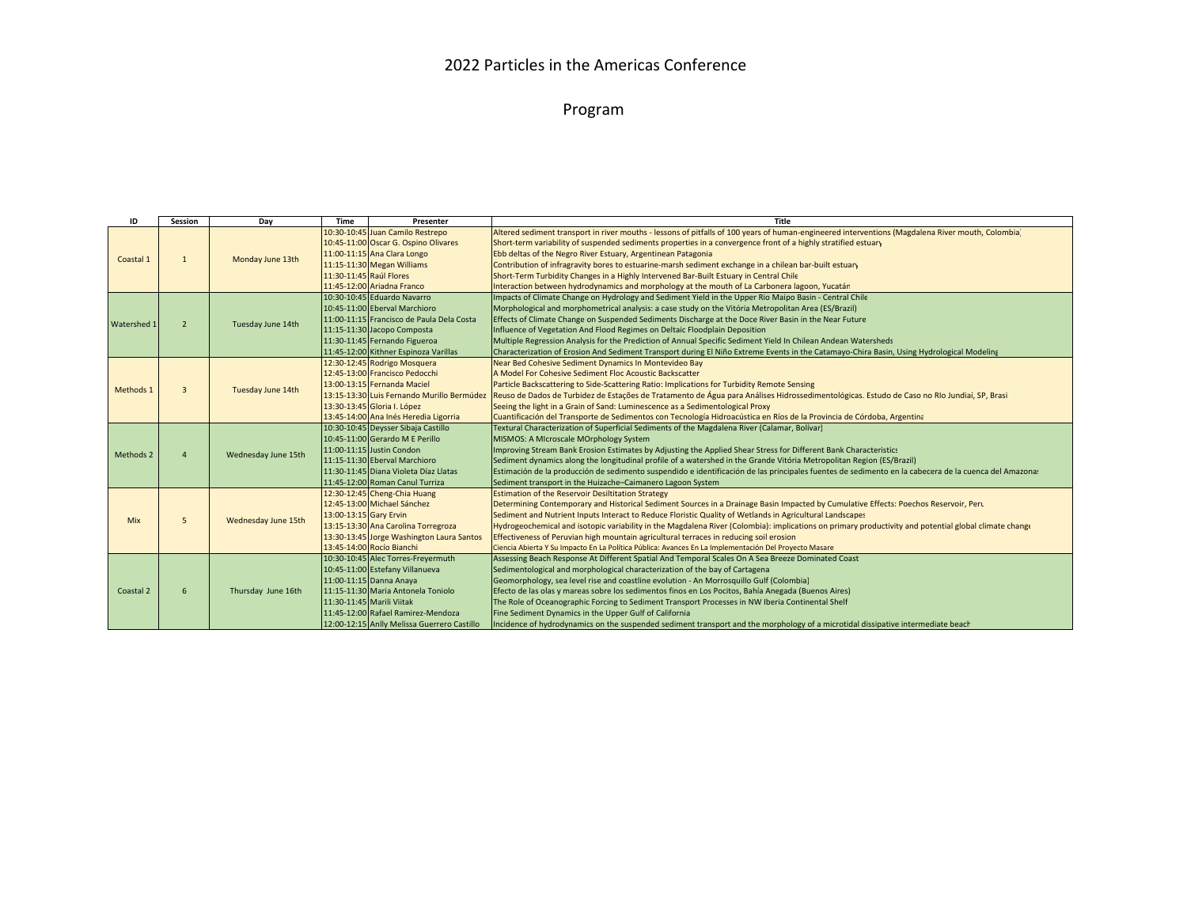# 2022 Particles in the Americas Conference

## Program

| ID | Session | Day | Time | Presenter | Title |
|---|---|---|---|---|---|
| Coastal 1 | 1 | Monday June 13th | 10:30-10:45 | Juan Camilo Restrepo | Altered sediment transport in river mouths - lessons of pitfalls of 100 years of human-engineered interventions (Magdalena River mouth, Colombia) |
| | | | 10:45-11:00 | Oscar G. Ospino Olivares | Short-term variability of suspended sediments properties in a convergence front of a highly stratified estuary |
| | | | 11:00-11:15 | Ana Clara Longo | Ebb deltas of the Negro River Estuary, Argentinean Patagonia |
| | | | 11:15-11:30 | Megan Williams | Contribution of infragravity bores to estuarine-marsh sediment exchange in a chilean bar-built estuary |
| | | | 11:30-11:45 | Raúl Flores | Short-Term Turbidity Changes in a Highly Intervened Bar-Built Estuary in Central Chile |
| | | | 11:45-12:00 | Ariadna Franco | Interaction between hydrodynamics and morphology at the mouth of La Carbonera lagoon, Yucatán |
| Watershed 1 | 2 | Tuesday June 14th | 10:30-10:45 | Eduardo Navarro | Impacts of Climate Change on Hydrology and Sediment Yield in the Upper Rio Maipo Basin - Central Chile |
| | | | 10:45-11:00 | Eberval Marchioro | Morphological and morphometrical analysis: a case study on the Vitória Metropolitan Area (ES/Brazil) |
| | | | 11:00-11:15 | Francisco de Paula Dela Costa | Effects of Climate Change on Suspended Sediments Discharge at the Doce River Basin in the Near Future |
| | | | 11:15-11:30 | Jacopo Composta | Influence of Vegetation And Flood Regimes on Deltaic Floodplain Deposition |
| | | | 11:30-11:45 | Fernando Figueroa | Multiple Regression Analysis for the Prediction of Annual Specific Sediment Yield In Chilean Andean Watersheds |
| | | | 11:45-12:00 | Kithner Espinoza Varillas | Characterization of Erosion And Sediment Transport during El Niño Extreme Events in the Catamayo-Chira Basin, Using Hydrological Modeling |
| Methods 1 | 3 | Tuesday June 14th | 12:30-12:45 | Rodrigo Mosquera | Near Bed Cohesive Sediment Dynamics In Montevideo Bay |
| | | | 12:45-13:00 | Francisco Pedocchi | A Model For Cohesive Sediment Floc Acoustic Backscatter |
| | | | 13:00-13:15 | Fernanda Maciel | Particle Backscattering to Side-Scattering Ratio: Implications for Turbidity Remote Sensing |
| | | | 13:15-13:30 | Luis Fernando Murillo Bermúdez | Reuso de Dados de Turbidez de Estações de Tratamento de Água para Análises Hidrossedimentológicas. Estudo de Caso no RIo Jundiaí, SP, Brasil |
| | | | 13:30-13:45 | Gloria I. López | Seeing the light in a Grain of Sand: Luminescence as a Sedimentological Proxy |
| | | | 13:45-14:00 | Ana Inés Heredia Ligorria | Cuantificación del Transporte de Sedimentos con Tecnología Hidroacústica en Ríos de la Provincia de Córdoba, Argentina |
| Methods 2 | 4 | Wednesday June 15th | 10:30-10:45 | Deysser Sibaja Castillo | Textural Characterization of Superficial Sediments of the Magdalena River (Calamar, Bolívar) |
| | | | 10:45-11:00 | Gerardo M E Perillo | MISMOS: A MIcroscale MOrphology System |
| | | | 11:00-11:15 | Justin Condon | Improving Stream Bank Erosion Estimates by Adjusting the Applied Shear Stress for Different Bank Characteristics |
| | | | 11:15-11:30 | Eberval Marchioro | Sediment dynamics along the longitudinal profile of a watershed in the Grande Vitória Metropolitan Region (ES/Brazil) |
| | | | 11:30-11:45 | Diana Violeta Díaz Llatas | Estimación de la producción de sedimento suspendido e identificación de las principales fuentes de sedimento en la cabecera de la cuenca del Amazonas |
| | | | 11:45-12:00 | Roman Canul Turriza | Sediment transport in the Huizache–Caimanero Lagoon System |
| Mix | 5 | Wednesday June 15th | 12:30-12:45 | Cheng-Chia Huang | Estimation of the Reservoir Desiltitation Strategy |
| | | | 12:45-13:00 | Michael Sánchez | Determining Contemporary and Historical Sediment Sources in a Drainage Basin Impacted by Cumulative Effects: Poechos Reservoir, Peru |
| | | | 13:00-13:15 | Gary Ervin | Sediment and Nutrient Inputs Interact to Reduce Floristic Quality of Wetlands in Agricultural Landscapes |
| | | | 13:15-13:30 | Ana Carolina Torregroza | Hydrogeochemical and isotopic variability in the Magdalena River (Colombia): implications on primary productivity and potential global climate change |
| | | | 13:30-13:45 | Jorge Washington Laura Santos | Effectiveness of Peruvian high mountain agricultural terraces in reducing soil erosion |
| | | | 13:45-14:00 | Rocío Bianchi | Ciencia Abierta Y Su Impacto En La Política Pública: Avances En La Implementación Del Proyecto Masare |
| Coastal 2 | 6 | Thursday June 16th | 10:30-10:45 | Alec Torres-Freyermuth | Assessing Beach Response At Different Spatial And Temporal Scales On A Sea Breeze Dominated Coast |
| | | | 10:45-11:00 | Estefany Villanueva | Sedimentological and morphological characterization of the bay of Cartagena |
| | | | 11:00-11:15 | Danna Anaya | Geomorphology, sea level rise and coastline evolution - An Morrosquillo Gulf (Colombia) |
| | | | 11:15-11:30 | María Antonela Toniolo | Efecto de las olas y mareas sobre los sedimentos finos en Los Pocitos, Bahía Anegada (Buenos Aires) |
| | | | 11:30-11:45 | Marili Viitak | The Role of Oceanographic Forcing to Sediment Transport Processes in NW Iberia Continental Shelf |
| | | | 11:45-12:00 | Rafael Ramirez-Mendoza | Fine Sediment Dynamics in the Upper Gulf of California |
| | | | 12:00-12:15 | Anlly Melissa Guerrero Castillo | Incidence of hydrodynamics on the suspended sediment transport and the morphology of a microtidal dissipative intermediate beach |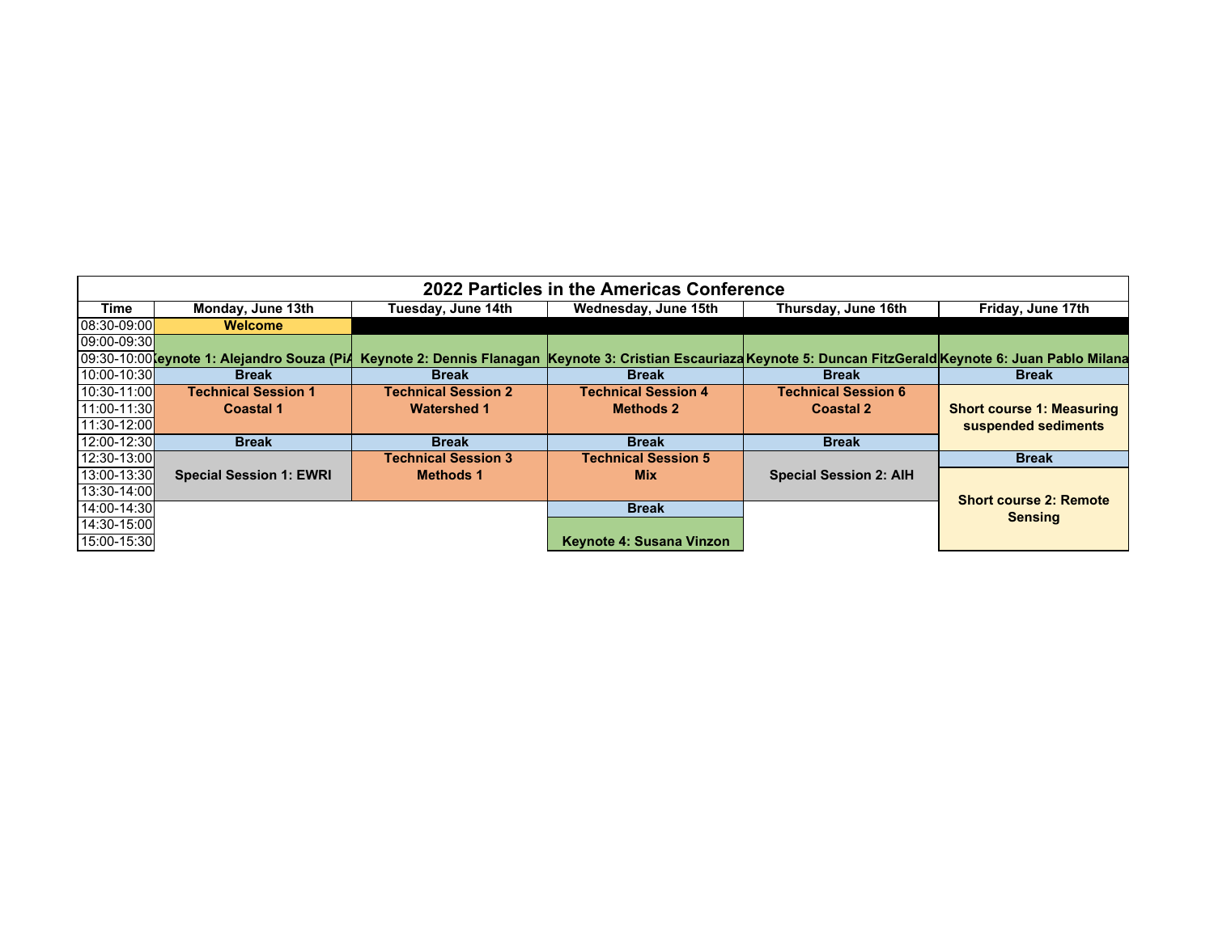| 2022 Particles in the Americas Conference | | | | | |
|---|---|---|---|---|---|
| Time | Monday, June 13th | Tuesday, June 14th | Wednesday, June 15th | Thursday, June 16th | Friday, June 17th |
| 08:30-09:00 | Welcome | | | | |
| 09:00-09:30 | | | | | |
| 09:30-10:00 | Keynote 1: Alejandro Souza (PiA | Keynote 2: Dennis Flanagan | Keynote 3: Cristian Escauriaza | Keynote 5: Duncan FitzGerald | Keynote 6: Juan Pablo Milana |
| 10:00-10:30 | Break | Break | Break | Break | Break |
| 10:30-11:00 | Technical Session 1 Coastal 1 | Technical Session 2 Watershed 1 | Technical Session 4 Methods 2 | Technical Session 6 Coastal 2 | Short course 1: Measuring suspended sediments |
| 11:00-11:30 | | | | | |
| 11:30-12:00 | | | | | |
| 12:00-12:30 | Break | Break | Break | Break | |
| 12:30-13:00 | Special Session 1: EWRI | Technical Session 3 Methods 1 | Technical Session 5 Mix | Special Session 2: AIH | Break |
| 13:00-13:30 | | | | | Short course 2: Remote Sensing |
| 13:30-14:00 | | | | | |
| 14:00-14:30 | | | Break | | |
| 14:30-15:00 | | | Keynote 4: Susana Vinzon | | |
| 15:00-15:30 | | | | | |